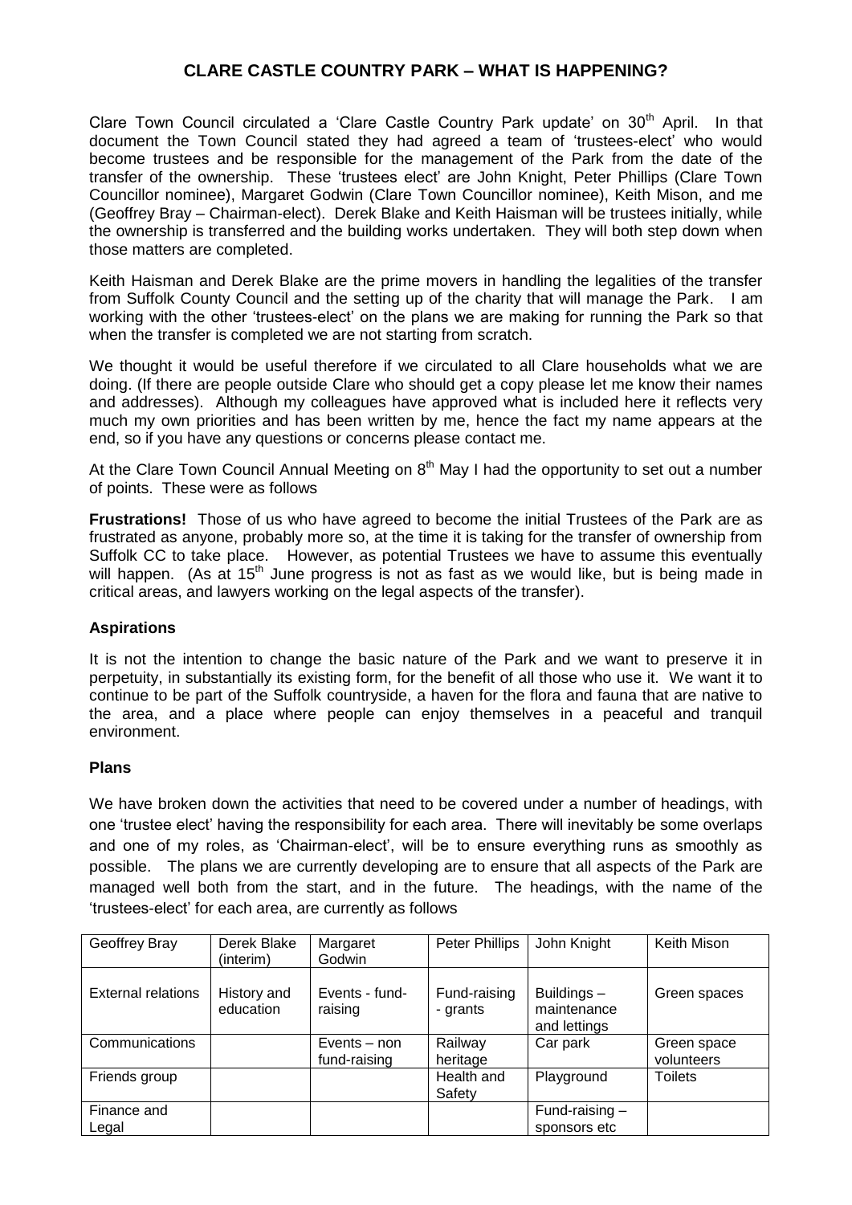# CLARE CASTLE COUNTRY PARK – WHAT IS HAPPENING?

Clare Town Council circulated a 'Clare Castle Country Park update' on 30th April. In that document the Town Council stated they had agreed a team of 'trustees-elect' who would become trustees and be responsible for the management of the Park from the date of the transfer of the ownership. These 'trustees elect' are John Knight, Peter Phillips (Clare Town Councillor nominee), Margaret Godwin (Clare Town Councillor nominee), Keith Mison, and me (Geoffrey Bray – Chairman-elect). Derek Blake and Keith Haisman will be trustees initially, while the ownership is transferred and the building works undertaken. They will both step down when those matters are completed.

Keith Haisman and Derek Blake are the prime movers in handling the legalities of the transfer from Suffolk County Council and the setting up of the charity that will manage the Park. I am working with the other 'trustees-elect' on the plans we are making for running the Park so that when the transfer is completed we are not starting from scratch.

We thought it would be useful therefore if we circulated to all Clare households what we are doing. (If there are people outside Clare who should get a copy please let me know their names and addresses). Although my colleagues have approved what is included here it reflects very much my own priorities and has been written by me, hence the fact my name appears at the end, so if you have any questions or concerns please contact me.

At the Clare Town Council Annual Meeting on 8th May I had the opportunity to set out a number of points. These were as follows

**Frustrations!** Those of us who have agreed to become the initial Trustees of the Park are as frustrated as anyone, probably more so, at the time it is taking for the transfer of ownership from Suffolk CC to take place. However, as potential Trustees we have to assume this eventually will happen. (As at 15th June progress is not as fast as we would like, but is being made in critical areas, and lawyers working on the legal aspects of the transfer).

### Aspirations

It is not the intention to change the basic nature of the Park and we want to preserve it in perpetuity, in substantially its existing form, for the benefit of all those who use it. We want it to continue to be part of the Suffolk countryside, a haven for the flora and fauna that are native to the area, and a place where people can enjoy themselves in a peaceful and tranquil environment.

### Plans

We have broken down the activities that need to be covered under a number of headings, with one 'trustee elect' having the responsibility for each area. There will inevitably be some overlaps and one of my roles, as 'Chairman-elect', will be to ensure everything runs as smoothly as possible. The plans we are currently developing are to ensure that all aspects of the Park are managed well both from the start, and in the future. The headings, with the name of the 'trustees-elect' for each area, are currently as follows

| Geoffrey Bray | Derek Blake (interim) | Margaret Godwin | Peter Phillips | John Knight | Keith Mison |
|---|---|---|---|---|---|
| External relations | History and education | Events - fund-raising | Fund-raising - grants | Buildings – maintenance and lettings | Green spaces |
| Communications | | Events – non fund-raising | Railway heritage | Car park | Green space volunteers |
| Friends group | | | Health and Safety | Playground | Toilets |
| Finance and Legal | | | | Fund-raising – sponsors etc | |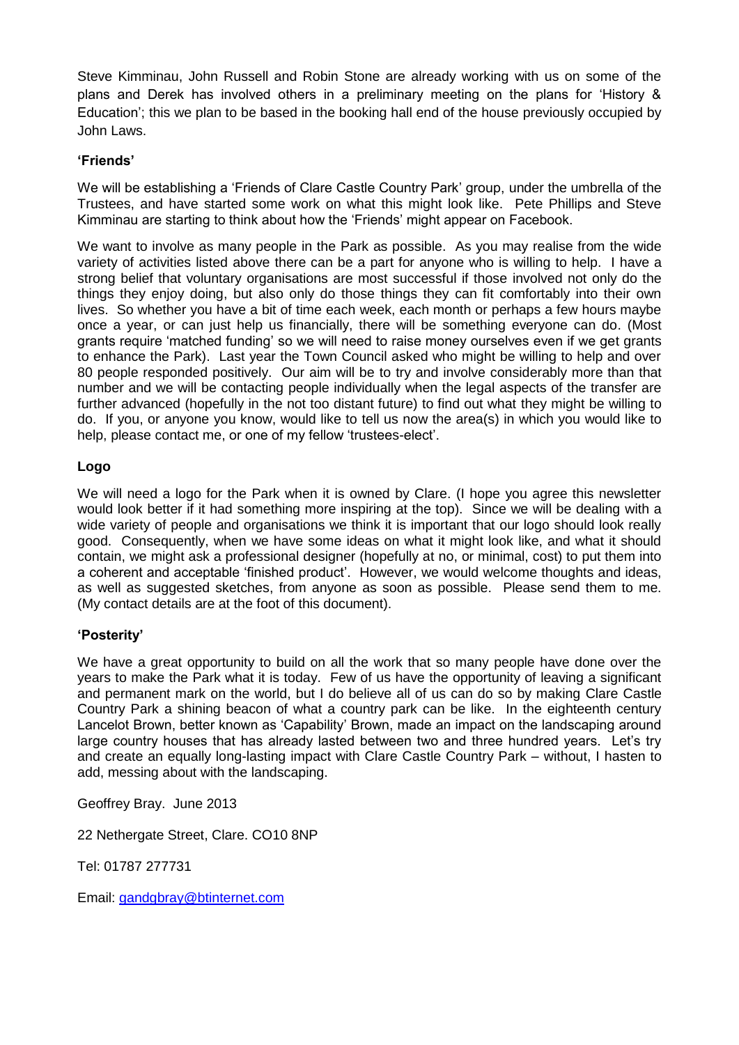Steve Kimminau, John Russell and Robin Stone are already working with us on some of the plans and Derek has involved others in a preliminary meeting on the plans for 'History & Education'; this we plan to be based in the booking hall end of the house previously occupied by John Laws.

**'Friends'**

We will be establishing a 'Friends of Clare Castle Country Park' group, under the umbrella of the Trustees, and have started some work on what this might look like. Pete Phillips and Steve Kimminau are starting to think about how the 'Friends' might appear on Facebook.

We want to involve as many people in the Park as possible. As you may realise from the wide variety of activities listed above there can be a part for anyone who is willing to help. I have a strong belief that voluntary organisations are most successful if those involved not only do the things they enjoy doing, but also only do those things they can fit comfortably into their own lives. So whether you have a bit of time each week, each month or perhaps a few hours maybe once a year, or can just help us financially, there will be something everyone can do. (Most grants require 'matched funding' so we will need to raise money ourselves even if we get grants to enhance the Park). Last year the Town Council asked who might be willing to help and over 80 people responded positively. Our aim will be to try and involve considerably more than that number and we will be contacting people individually when the legal aspects of the transfer are further advanced (hopefully in the not too distant future) to find out what they might be willing to do. If you, or anyone you know, would like to tell us now the area(s) in which you would like to help, please contact me, or one of my fellow 'trustees-elect'.

**Logo**

We will need a logo for the Park when it is owned by Clare. (I hope you agree this newsletter would look better if it had something more inspiring at the top). Since we will be dealing with a wide variety of people and organisations we think it is important that our logo should look really good. Consequently, when we have some ideas on what it might look like, and what it should contain, we might ask a professional designer (hopefully at no, or minimal, cost) to put them into a coherent and acceptable 'finished product'. However, we would welcome thoughts and ideas, as well as suggested sketches, from anyone as soon as possible. Please send them to me. (My contact details are at the foot of this document).

**'Posterity'**

We have a great opportunity to build on all the work that so many people have done over the years to make the Park what it is today. Few of us have the opportunity of leaving a significant and permanent mark on the world, but I do believe all of us can do so by making Clare Castle Country Park a shining beacon of what a country park can be like. In the eighteenth century Lancelot Brown, better known as 'Capability' Brown, made an impact on the landscaping around large country houses that has already lasted between two and three hundred years. Let's try and create an equally long-lasting impact with Clare Castle Country Park – without, I hasten to add, messing about with the landscaping.

Geoffrey Bray. June 2013

22 Nethergate Street, Clare. CO10 8NP

Tel: 01787 277731

Email: gandgbray@btinternet.com